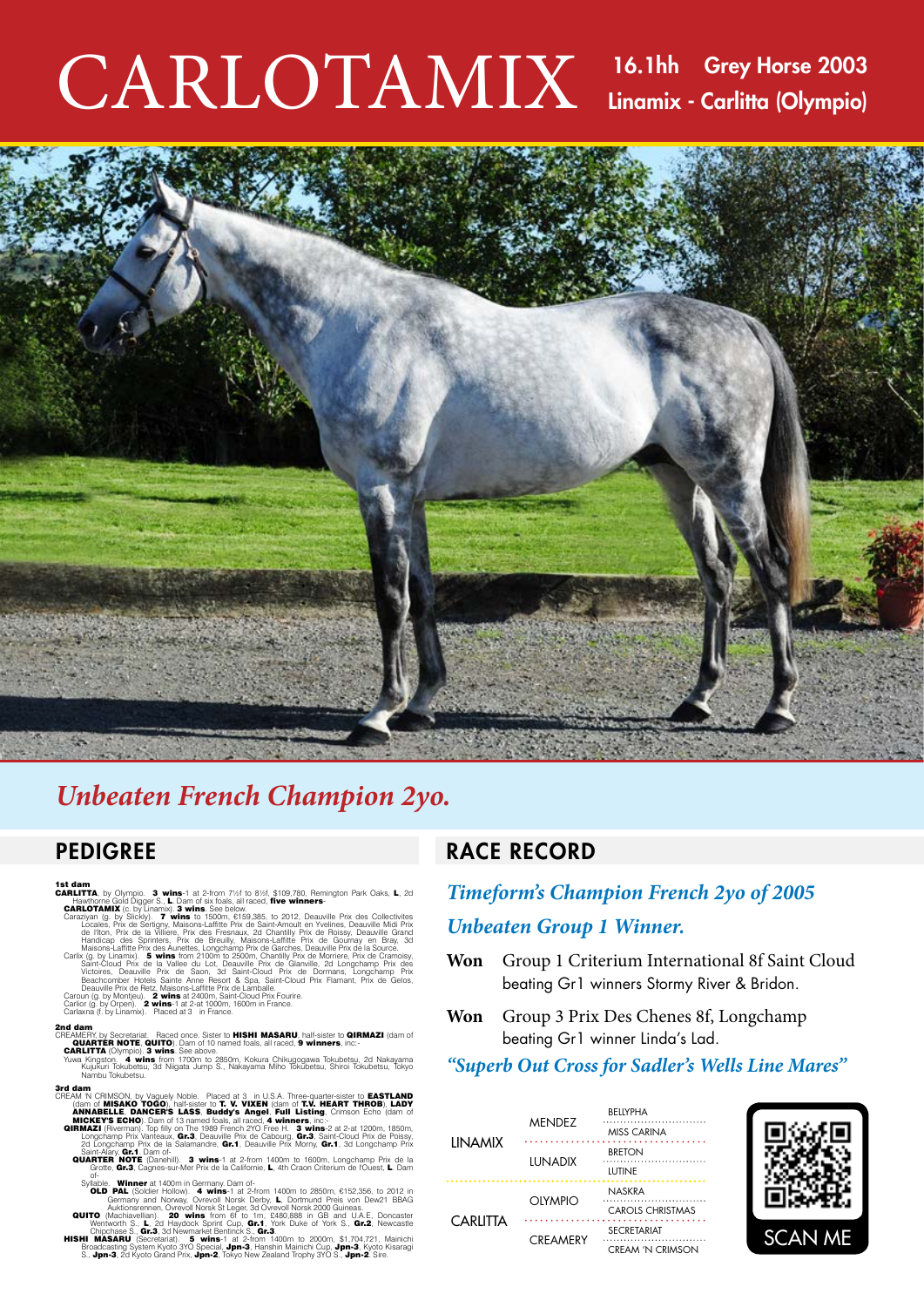# CARLOTAMIX

**16.1hh Grey Horse 2003**
**Linamix - Carlitta (Olympio)**

*Unbeaten French Champion 2yo.*

## PEDIGREE

**1st dam**
**CARLITTA**, by Olympio. **3 wins**-1 at 2-from 7½f to 8½f, $109,780, Remington Park Oaks, **L**, 2d Hawthorne Gold Digger S., **L**. Dam of six foals, all raced, **five winners**-
**CARLOTAMIX** (c. by Linamix). **3 wins**. See below.
Caraziyan (g. by Slickly). **7 wins** to 1500m, €159,385, to 2012, Deauville Prix des Collectivites Locales, Prix de Sertigny, Maisons-Laffitte Prix de Saint-Arnoult en Yvelines, Deauville Midi Prix de l'Iton, Prix de la Villiere, Prix des Fresnaux, 2d Chantilly Prix de Roissy, Deauville Grand Handicap des Sprinters, Prix de Breuilly, Maisons-Laffitte Prix de Gournay en Bray, 3d Maisons-Laffitte Prix des Aunettes, Longchamp Prix de Garches, Deauville Prix de la Source.
Carlix (g. by Linamix). **5 wins** from 2100m to 2500m, Chantilly Prix de Morriere, Prix de Cramoisy, Saint-Cloud Prix de la Vallee du Lot, Deauville Prix de Glanville, 2d Longchamp Prix des Victoires, Deauville Prix de Saon, 3d Saint-Cloud Prix de Dormans, Longchamp Prix Beachcomber Hotels Sainte Anne Resort & Spa, Saint-Cloud Prix Flamant, Prix de Gelos, Deauville Prix de Retz, Maisons-Laffitte Prix de Lamballe.
Caroun (g. by Montjeu). **2 wins** at 2400m, Saint-Cloud Prix Fourie.
Carlior (g. by Orpen). **2 wins**-1 at 2-at 1000m, 1600m in France.
Carlaxna (f. by Linamix). Placed at 3 in France.

**2nd dam**
CREAMERY, by Secretariat. Raced once. Sister to **HISHI MASARU**, half-sister to **QIRMAZI** (dam of **QUARTER NOTE**, **QUITO**). Dam of 10 named foals, all raced, **9 winners**, inc:-
**CARLITTA** (Olympio). **3 wins**. See above.
Yuwa Kingston. **4 wins** from 1700m to 2850m, Kokura Chikugogawa Tokubetsu, 2d Nakayama Kujukuri Tokubetsu, 3d Niigata Jump S., Nakayama Miho Tokubetsu, Shiroi Tokubetsu, Tokyo Nambu Tokubetsu.

**3rd dam**
CREAM 'N CRIMSON, by Vaguely Noble. Placed at 3 in U.S.A. Three-quarter-sister to **EASTLAND** (dam of **MISAKO TOGO**), half-sister to **T. V. VIXEN** (dam of **T.V. HEART THROB**), **LADY ANNABELLE**, **DANCER'S LASS**, **Buddy's Angel**, **Full Listing**, Crimson Echo (dam of **MICKEY'S ECHO**). Dam of 13 named foals, all raced, **4 winners**, inc:-
**QIRMAZI** (Riverman). Top filly on The 1989 French 2YO Free H. **3 wins**-2 at 2-at 1200m, 1850m, Longchamp Prix Vanteaux, **Gr.3**, Deauville Prix de Cabourg, **Gr.3**, Saint-Cloud Prix de Poissy, 2d Longchamp Prix de la Salamandre, **Gr.1**, Deauville Prix Morny, **Gr.1**, 3d Longchamp Prix Saint-Alary, **Gr.1**. Dam of-
**QUARTER NOTE** (Danehill). **3 wins**-1 at 2-from 1400m to 1600m, Longchamp Prix de la Grotte, **Gr.3**, Cagnes-sur-Mer Prix de la Californie, **L**, 4th Craon Criterium de l'Ouest, **L**. Dam of-
Syllable. **Winner** at 1400m in Germany. Dam of-
**OLD PAL** (Soldier Hollow). **4 wins**-1 at 2-from 1400m to 2850m, €152,356, to 2012 in Germany and Norway, Ovrevoll Norsk Derby, **L**, Dortmund Preis von Dew21 BBAG Auktionsrennen, Ovrevoll Norsk St Leger, 3d Ovrevoll Norsk 2000 Guineas.
**QUITO** (Machiavellian). **20 wins** from 6f to 1m, £480,888 in GB and U.A.E, Doncaster Wentworth S., **L**, 2d Haydock Sprint Cup, **Gr.1**, York Duke of York S., **Gr.2**, Newcastle Chipchase S., **Gr.3**, 3d Newmarket Bentinck S., **Gr.3**.
**HISHI MASARU** (Secretariat). **5 wins**-1 at 2-from 1400m to 2000m, $1,704,721, Mainichi Broadcasting System Kyoto 3YO Special, **Jpn-3**, Hanshin Mainichi Cup, **Jpn-3**, Kyoto Kisaragi S., **Jpn-3**, 2d Kyoto Grand Prix, **Jpn-2**, Tokyo New Zealand Trophy 3YO S., **Jpn-2**. Sire.

## RACE RECORD

*Timeform's Champion French 2yo of 2005*

*Unbeaten Group 1 Winner.*

**Won** Group 1 Criterium International 8f Saint Cloud beating Gr1 winners Stormy River & Bridon.

**Won** Group 3 Prix Des Chenes 8f, Longchamp beating Gr1 winner Linda's Lad.

*"Superb Out Cross for Sadler's Wells Line Mares"*

| | | |
|---|---|---|
| LINAMIX | MENDEZ | BELLYPHA |
| | | MISS CARINA |
| | LUNADIX | BRETON |
| | | LUTINE |
| CARLITTA | OLYMPIO | NASKRA |
| | | CAROLS CHRISTMAS |
| | CREAMERY | SECRETARIAT |
| | | CREAM 'N CRIMSON |

SCAN ME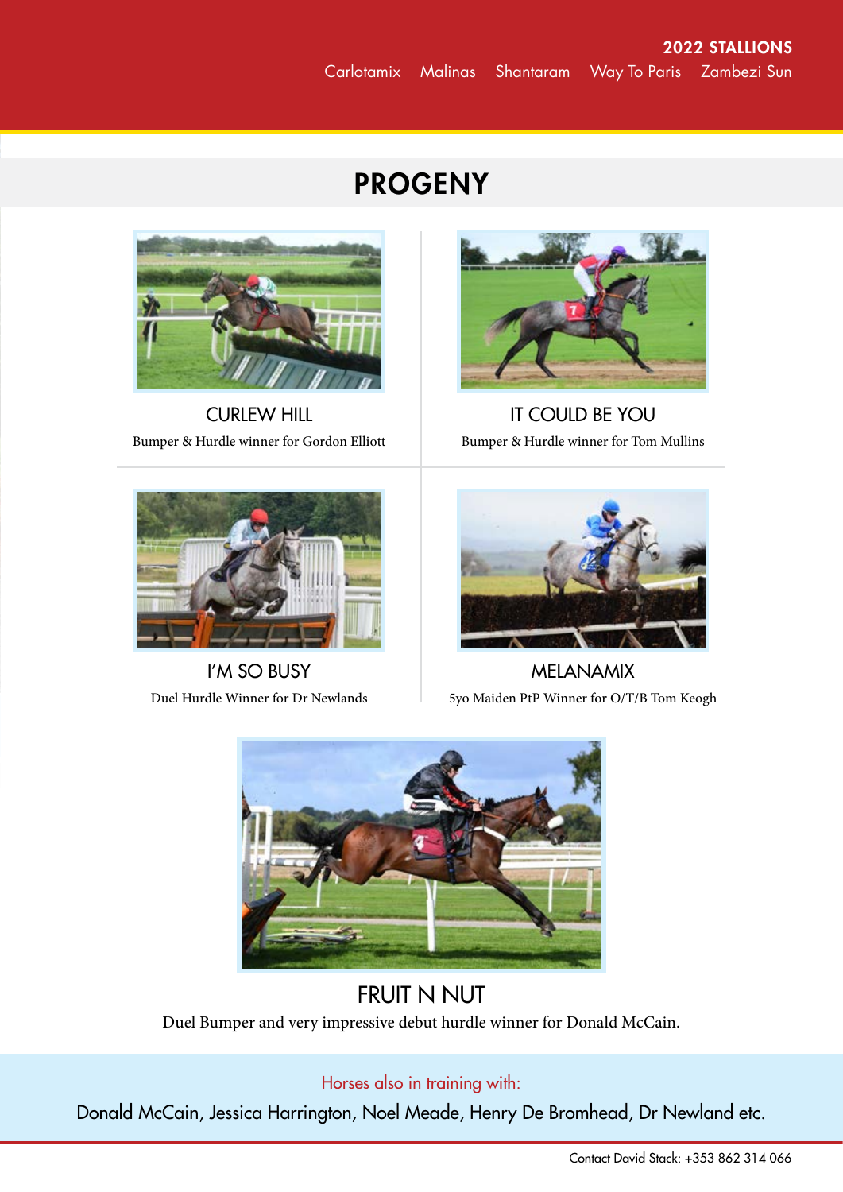2022 STALLIONS

Carlotamix Malinas Shantaram Way To Paris Zambezi Sun

# PROGENY

CURLEW HILL

Bumper & Hurdle winner for Gordon Elliott

IT COULD BE YOU

Bumper & Hurdle winner for Tom Mullins

I'M SO BUSY

Duel Hurdle Winner for Dr Newlands

MELANAMIX

5yo Maiden PtP Winner for O/T/B Tom Keogh

FRUIT N NUT

Duel Bumper and very impressive debut hurdle winner for Donald McCain.

Horses also in training with:

Donald McCain, Jessica Harrington, Noel Meade, Henry De Bromhead, Dr Newland etc.

Contact David Stack: +353 862 314 066